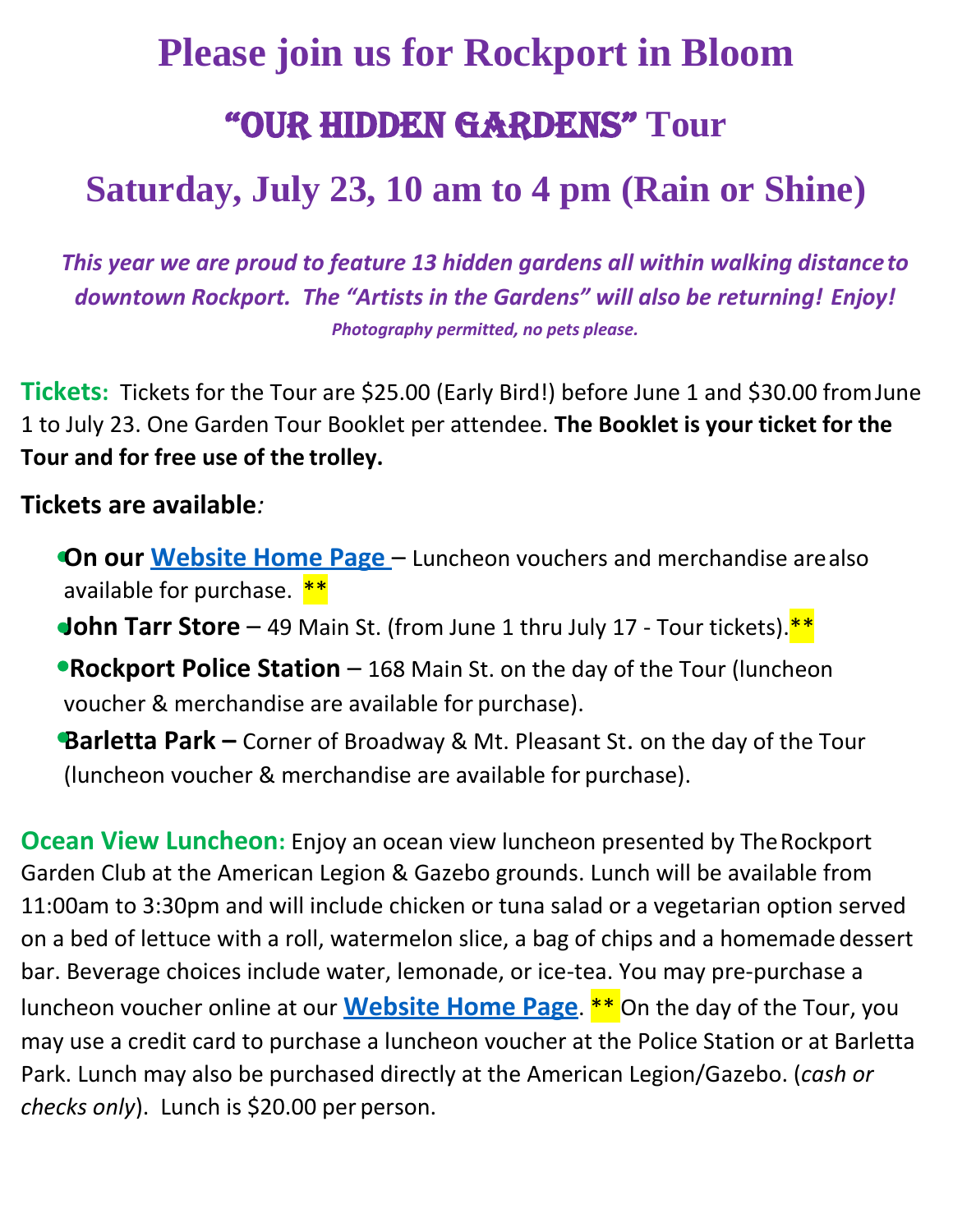# Please join us for Rockport in Bloom

## "OUR HIDDEN GARDENS" Tour

## Saturday, July 23, 10 am to 4 pm (Rain or Shine)

***This year we are proud to feature 13 hidden gardens all within walking distance to downtown Rockport. The "Artists in the Gardens" will also be returning! Enjoy!***

***Photography permitted, no pets please.***

**Tickets:** Tickets for the Tour are $25.00 (Early Bird!) before June 1 and $30.00 from June 1 to July 23. One Garden Tour Booklet per attendee. **The Booklet is your ticket for the Tour and for free use of the trolley.**

**Tickets are available:**

- **On our Website Home Page** – Luncheon vouchers and merchandise are also available for purchase. **
- **John Tarr Store** – 49 Main St. (from June 1 thru July 17 - Tour tickets).**
- **Rockport Police Station** – 168 Main St. on the day of the Tour (luncheon voucher & merchandise are available for purchase).
- **Barletta Park** – Corner of Broadway & Mt. Pleasant St. on the day of the Tour (luncheon voucher & merchandise are available for purchase).

**Ocean View Luncheon:** Enjoy an ocean view luncheon presented by The Rockport Garden Club at the American Legion & Gazebo grounds. Lunch will be available from 11:00am to 3:30pm and will include chicken or tuna salad or a vegetarian option served on a bed of lettuce with a roll, watermelon slice, a bag of chips and a homemade dessert bar. Beverage choices include water, lemonade, or ice-tea. You may pre-purchase a luncheon voucher online at our **Website Home Page**. ** On the day of the Tour, you may use a credit card to purchase a luncheon voucher at the Police Station or at Barletta Park. Lunch may also be purchased directly at the American Legion/Gazebo. (*cash or checks only*). Lunch is $20.00 per person.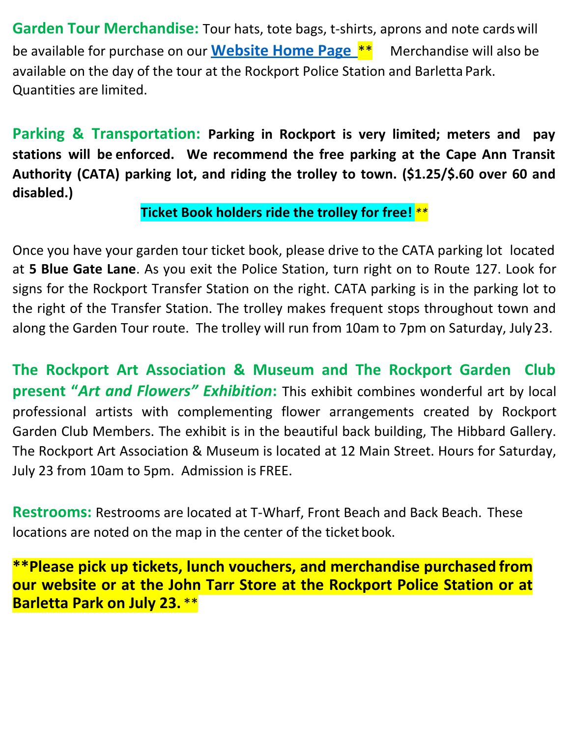**Garden Tour Merchandise:** Tour hats, tote bags, t-shirts, aprons and note cards will be available for purchase on our **Website Home Page** ** Merchandise will also be available on the day of the tour at the Rockport Police Station and Barletta Park. Quantities are limited.

**Parking & Transportation:** **Parking in Rockport is very limited; meters and pay stations will be enforced. We recommend the free parking at the Cape Ann Transit Authority (CATA) parking lot, and riding the trolley to town. ($1.25/$.60 over 60 and disabled.)**

**Ticket Book holders ride the trolley for free!** **

Once you have your garden tour ticket book, please drive to the CATA parking lot located at **5 Blue Gate Lane**. As you exit the Police Station, turn right on to Route 127. Look for signs for the Rockport Transfer Station on the right. CATA parking is in the parking lot to the right of the Transfer Station. The trolley makes frequent stops throughout town and along the Garden Tour route. The trolley will run from 10am to 7pm on Saturday, July 23.

**The Rockport Art Association & Museum and The Rockport Garden Club present "*Art and Flowers" Exhibition*:** This exhibit combines wonderful art by local professional artists with complementing flower arrangements created by Rockport Garden Club Members. The exhibit is in the beautiful back building, The Hibbard Gallery. The Rockport Art Association & Museum is located at 12 Main Street. Hours for Saturday, July 23 from 10am to 5pm. Admission is FREE.

**Restrooms:** Restrooms are located at T-Wharf, Front Beach and Back Beach. These locations are noted on the map in the center of the ticket book.

****Please pick up tickets, lunch vouchers, and merchandise purchased from our website or at the John Tarr Store at the Rockport Police Station or at Barletta Park on July 23.** **